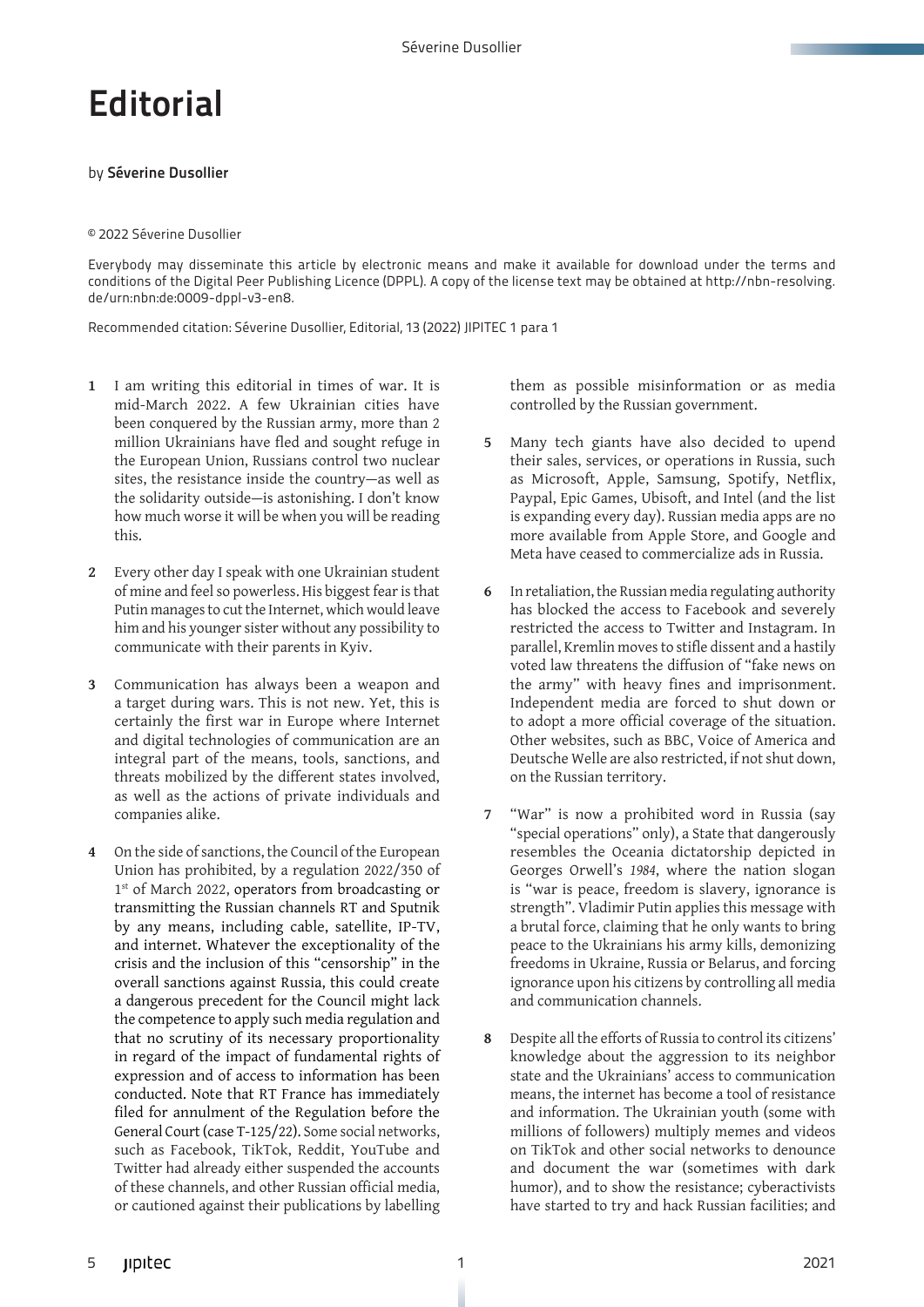# Editorial

by **Séverine Dusollier**

© 2022 Séverine Dusollier

Everybody may disseminate this article by electronic means and make it available for download under the terms and conditions of the Digital Peer Publishing Licence (DPPL). A copy of the license text may be obtained at http://nbn-resolving.de/urn:nbn:de:0009-dppl-v3-en8.

Recommended citation: Séverine Dusollier, Editorial, 13 (2022) JIPITEC 1 para 1

**1** I am writing this editorial in times of war. It is mid-March 2022. A few Ukrainian cities have been conquered by the Russian army, more than 2 million Ukrainians have fled and sought refuge in the European Union, Russians control two nuclear sites, the resistance inside the country—as well as the solidarity outside—is astonishing. I don't know how much worse it will be when you will be reading this.

**2** Every other day I speak with one Ukrainian student of mine and feel so powerless. His biggest fear is that Putin manages to cut the Internet, which would leave him and his younger sister without any possibility to communicate with their parents in Kyiv.

**3** Communication has always been a weapon and a target during wars. This is not new. Yet, this is certainly the first war in Europe where Internet and digital technologies of communication are an integral part of the means, tools, sanctions, and threats mobilized by the different states involved, as well as the actions of private individuals and companies alike.

**4** On the side of sanctions, the Council of the European Union has prohibited, by a regulation 2022/350 of 1st of March 2022, operators from broadcasting or transmitting the Russian channels RT and Sputnik by any means, including cable, satellite, IP-TV, and internet. Whatever the exceptionality of the crisis and the inclusion of this "censorship" in the overall sanctions against Russia, this could create a dangerous precedent for the Council might lack the competence to apply such media regulation and that no scrutiny of its necessary proportionality in regard of the impact of fundamental rights of expression and of access to information has been conducted. Note that RT France has immediately filed for annulment of the Regulation before the General Court (case T-125/22). Some social networks, such as Facebook, TikTok, Reddit, YouTube and Twitter had already either suspended the accounts of these channels, and other Russian official media, or cautioned against their publications by labelling them as possible misinformation or as media controlled by the Russian government.

**5** Many tech giants have also decided to upend their sales, services, or operations in Russia, such as Microsoft, Apple, Samsung, Spotify, Netflix, Paypal, Epic Games, Ubisoft, and Intel (and the list is expanding every day). Russian media apps are no more available from Apple Store, and Google and Meta have ceased to commercialize ads in Russia.

**6** In retaliation, the Russian media regulating authority has blocked the access to Facebook and severely restricted the access to Twitter and Instagram. In parallel, Kremlin moves to stifle dissent and a hastily voted law threatens the diffusion of "fake news on the army" with heavy fines and imprisonment. Independent media are forced to shut down or to adopt a more official coverage of the situation. Other websites, such as BBC, Voice of America and Deutsche Welle are also restricted, if not shut down, on the Russian territory.

**7** "War" is now a prohibited word in Russia (say "special operations" only), a State that dangerously resembles the Oceania dictatorship depicted in Georges Orwell's *1984*, where the nation slogan is "war is peace, freedom is slavery, ignorance is strength". Vladimir Putin applies this message with a brutal force, claiming that he only wants to bring peace to the Ukrainians his army kills, demonizing freedoms in Ukraine, Russia or Belarus, and forcing ignorance upon his citizens by controlling all media and communication channels.

**8** Despite all the efforts of Russia to control its citizens' knowledge about the aggression to its neighbor state and the Ukrainians' access to communication means, the internet has become a tool of resistance and information. The Ukrainian youth (some with millions of followers) multiply memes and videos on TikTok and other social networks to denounce and document the war (sometimes with dark humor), and to show the resistance; cyberactivists have started to try and hack Russian facilities; and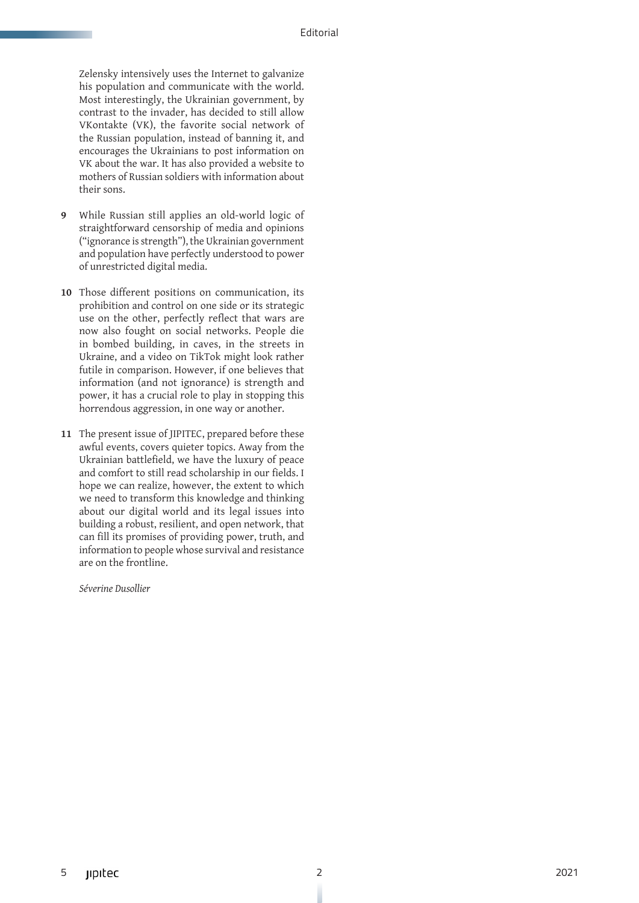Zelensky intensively uses the Internet to galvanize his population and communicate with the world. Most interestingly, the Ukrainian government, by contrast to the invader, has decided to still allow VKontakte (VK), the favorite social network of the Russian population, instead of banning it, and encourages the Ukrainians to post information on VK about the war. It has also provided a website to mothers of Russian soldiers with information about their sons.

**9** While Russian still applies an old-world logic of straightforward censorship of media and opinions ("ignorance is strength"), the Ukrainian government and population have perfectly understood to power of unrestricted digital media.

**10** Those different positions on communication, its prohibition and control on one side or its strategic use on the other, perfectly reflect that wars are now also fought on social networks. People die in bombed building, in caves, in the streets in Ukraine, and a video on TikTok might look rather futile in comparison. However, if one believes that information (and not ignorance) is strength and power, it has a crucial role to play in stopping this horrendous aggression, in one way or another.

**11** The present issue of JIPITEC, prepared before these awful events, covers quieter topics. Away from the Ukrainian battlefield, we have the luxury of peace and comfort to still read scholarship in our fields. I hope we can realize, however, the extent to which we need to transform this knowledge and thinking about our digital world and its legal issues into building a robust, resilient, and open network, that can fill its promises of providing power, truth, and information to people whose survival and resistance are on the frontline.

*Séverine Dusollier*